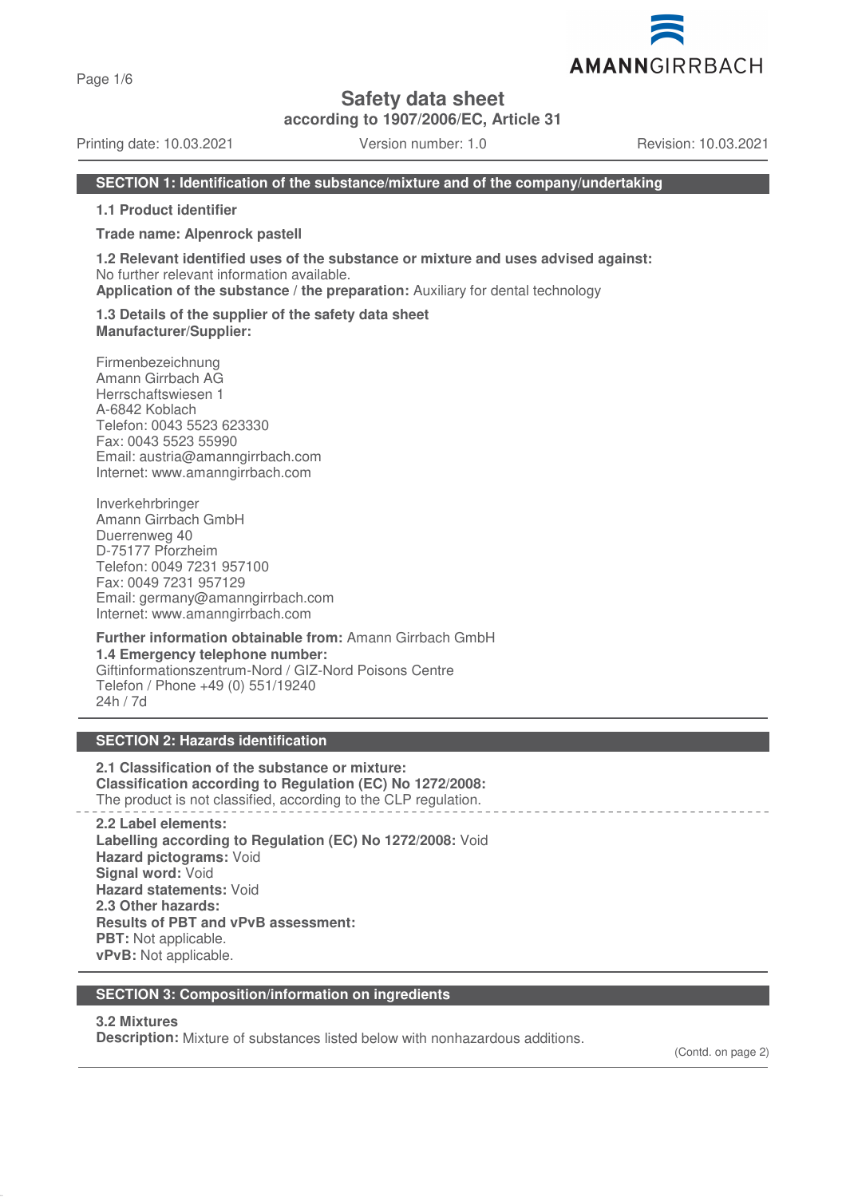# Safety data sheet

**according to 1907/2006/EC, Article 31**

Printing date: 10.03.2021 Version number: 1.0 Revision: 10.03.2021

## SECTION 1: Identification of the substance/mixture and of the company/undertaking

**1.1 Product identifier**

**Trade name: Alpenrock pastell**

**1.2 Relevant identified uses of the substance or mixture and uses advised against:**
No further relevant information available.
**Application of the substance / the preparation:** Auxiliary for dental technology

**1.3 Details of the supplier of the safety data sheet**
**Manufacturer/Supplier:**

Firmenbezeichnung
Amann Girrbach AG
Herrschaftswiesen 1
A-6842 Koblach
Telefon: 0043 5523 623330
Fax: 0043 5523 55990
Email: austria@amanngirrbach.com
Internet: www.amanngirrbach.com

Inverkehrbringer
Amann Girrbach GmbH
Duerrenweg 40
D-75177 Pforzheim
Telefon: 0049 7231 957100
Fax: 0049 7231 957129
Email: germany@amanngirrbach.com
Internet: www.amanngirrbach.com

**Further information obtainable from:** Amann Girrbach GmbH
**1.4 Emergency telephone number:**
Giftinformationszentrum-Nord / GIZ-Nord Poisons Centre
Telefon / Phone +49 (0) 551/19240
24h / 7d

## SECTION 2: Hazards identification

**2.1 Classification of the substance or mixture:**
**Classification according to Regulation (EC) No 1272/2008:**
The product is not classified, according to the CLP regulation.

**2.2 Label elements:**
**Labelling according to Regulation (EC) No 1272/2008:** Void
**Hazard pictograms:** Void
**Signal word:** Void
**Hazard statements:** Void
**2.3 Other hazards:**
**Results of PBT and vPvB assessment:**
**PBT:** Not applicable.
**vPvB:** Not applicable.

## SECTION 3: Composition/information on ingredients

**3.2 Mixtures**
**Description:** Mixture of substances listed below with nonhazardous additions.

(Contd. on page 2)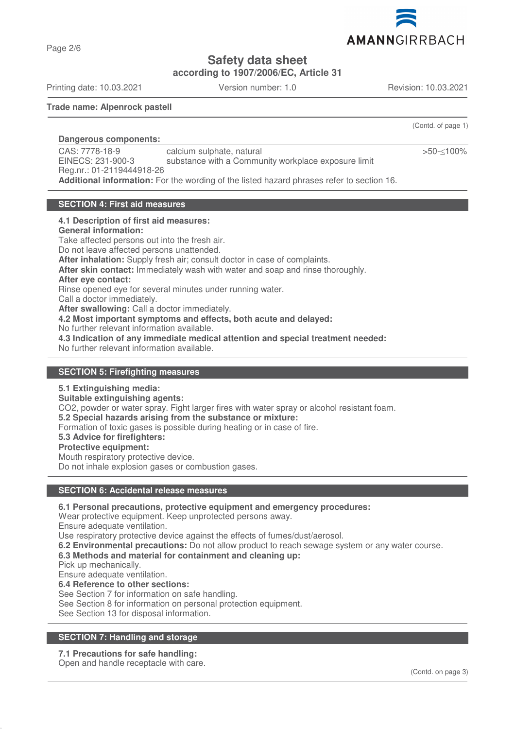**Trade name: Alpenrock pastell**

(Contd. of page 1)

**Dangerous components:**

| | | |
|---|---|---|
| CAS: 7778-18-9<br>EINECS: 231-900-3<br>Reg.nr.: 01-2119444918-26 | calcium sulphate, natural<br>substance with a Community workplace exposure limit | >50-≤100% |

**Additional information:** For the wording of the listed hazard phrases refer to section 16.

## SECTION 4: First aid measures

**4.1 Description of first aid measures:**
**General information:**
Take affected persons out into the fresh air.
Do not leave affected persons unattended.
**After inhalation:** Supply fresh air; consult doctor in case of complaints.
**After skin contact:** Immediately wash with water and soap and rinse thoroughly.
**After eye contact:**
Rinse opened eye for several minutes under running water.
Call a doctor immediately.
**After swallowing:** Call a doctor immediately.
**4.2 Most important symptoms and effects, both acute and delayed:**
No further relevant information available.
**4.3 Indication of any immediate medical attention and special treatment needed:**
No further relevant information available.

## SECTION 5: Firefighting measures

**5.1 Extinguishing media:**
**Suitable extinguishing agents:**
CO2, powder or water spray. Fight larger fires with water spray or alcohol resistant foam.
**5.2 Special hazards arising from the substance or mixture:**
Formation of toxic gases is possible during heating or in case of fire.
**5.3 Advice for firefighters:**
**Protective equipment:**
Mouth respiratory protective device.
Do not inhale explosion gases or combustion gases.

## SECTION 6: Accidental release measures

**6.1 Personal precautions, protective equipment and emergency procedures:**
Wear protective equipment. Keep unprotected persons away.
Ensure adequate ventilation.
Use respiratory protective device against the effects of fumes/dust/aerosol.
**6.2 Environmental precautions:** Do not allow product to reach sewage system or any water course.
**6.3 Methods and material for containment and cleaning up:**
Pick up mechanically.
Ensure adequate ventilation.
**6.4 Reference to other sections:**
See Section 7 for information on safe handling.
See Section 8 for information on personal protection equipment.
See Section 13 for disposal information.

## SECTION 7: Handling and storage

**7.1 Precautions for safe handling:**
Open and handle receptacle with care.

(Contd. on page 3)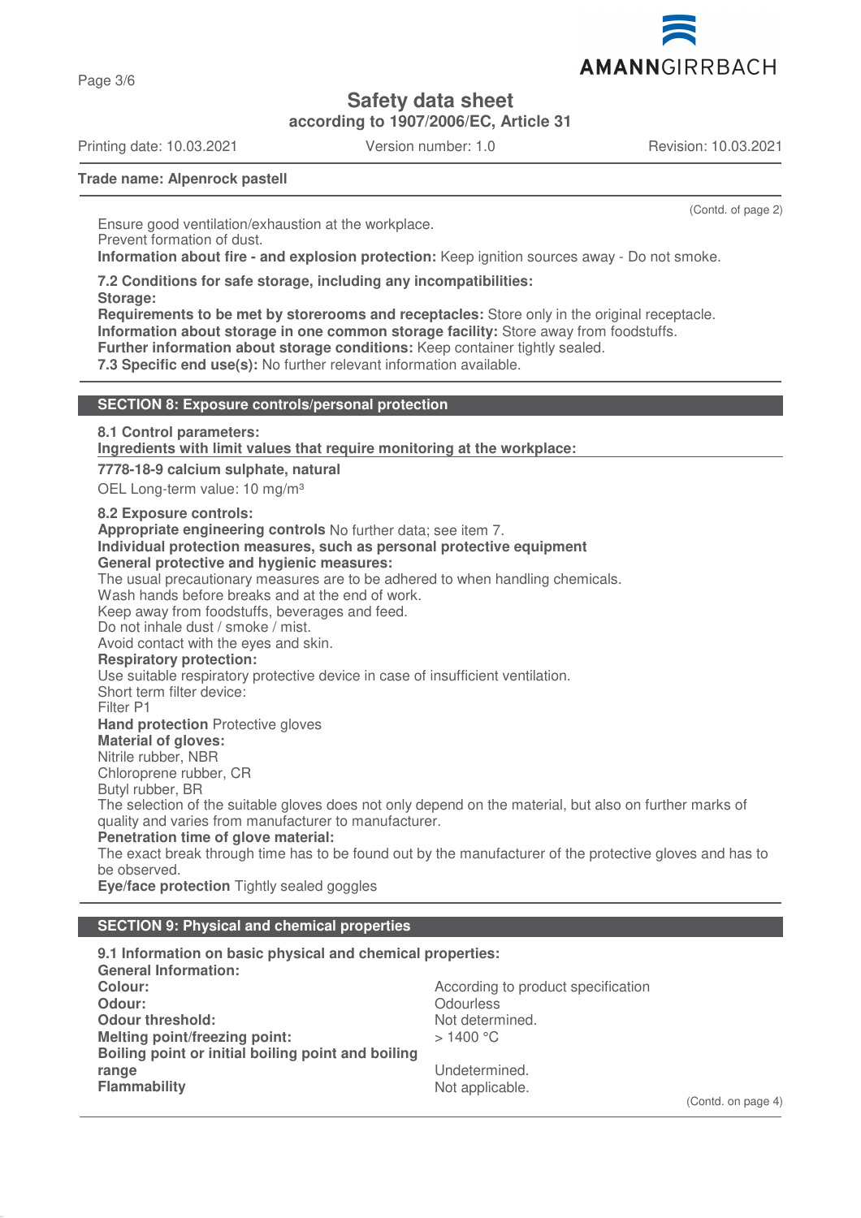**Safety data sheet**
**according to 1907/2006/EC, Article 31**

Printing date: 10.03.2021 Version number: 1.0 Revision: 10.03.2021

**Trade name: Alpenrock pastell**

(Contd. of page 2)

Ensure good ventilation/exhaustion at the workplace.
Prevent formation of dust.
**Information about fire - and explosion protection:** Keep ignition sources away - Do not smoke.

**7.2 Conditions for safe storage, including any incompatibilities:**
**Storage:**
**Requirements to be met by storerooms and receptacles:** Store only in the original receptacle.
**Information about storage in one common storage facility:** Store away from foodstuffs.
**Further information about storage conditions:** Keep container tightly sealed.
**7.3 Specific end use(s):** No further relevant information available.

## SECTION 8: Exposure controls/personal protection

**8.1 Control parameters:**
**Ingredients with limit values that require monitoring at the workplace:**

**7778-18-9 calcium sulphate, natural**
OEL Long-term value: 10 mg/m³

**8.2 Exposure controls:**
**Appropriate engineering controls** No further data; see item 7.
**Individual protection measures, such as personal protective equipment**
**General protective and hygienic measures:**
The usual precautionary measures are to be adhered to when handling chemicals.
Wash hands before breaks and at the end of work.
Keep away from foodstuffs, beverages and feed.
Do not inhale dust / smoke / mist.
Avoid contact with the eyes and skin.
**Respiratory protection:**
Use suitable respiratory protective device in case of insufficient ventilation.
Short term filter device:
Filter P1
**Hand protection** Protective gloves
**Material of gloves:**
Nitrile rubber, NBR
Chloroprene rubber, CR
Butyl rubber, BR
The selection of the suitable gloves does not only depend on the material, but also on further marks of quality and varies from manufacturer to manufacturer.
**Penetration time of glove material:**
The exact break through time has to be found out by the manufacturer of the protective gloves and has to be observed.
**Eye/face protection** Tightly sealed goggles

## SECTION 9: Physical and chemical properties

**9.1 Information on basic physical and chemical properties:**
**General Information:**

| | |
|---|---|
| **Colour:** | According to product specification |
| **Odour:** | Odourless |
| **Odour threshold:** | Not determined. |
| **Melting point/freezing point:** | > 1400 °C |
| **Boiling point or initial boiling point and boiling range** | Undetermined. |
| **Flammability** | Not applicable. |

(Contd. on page 4)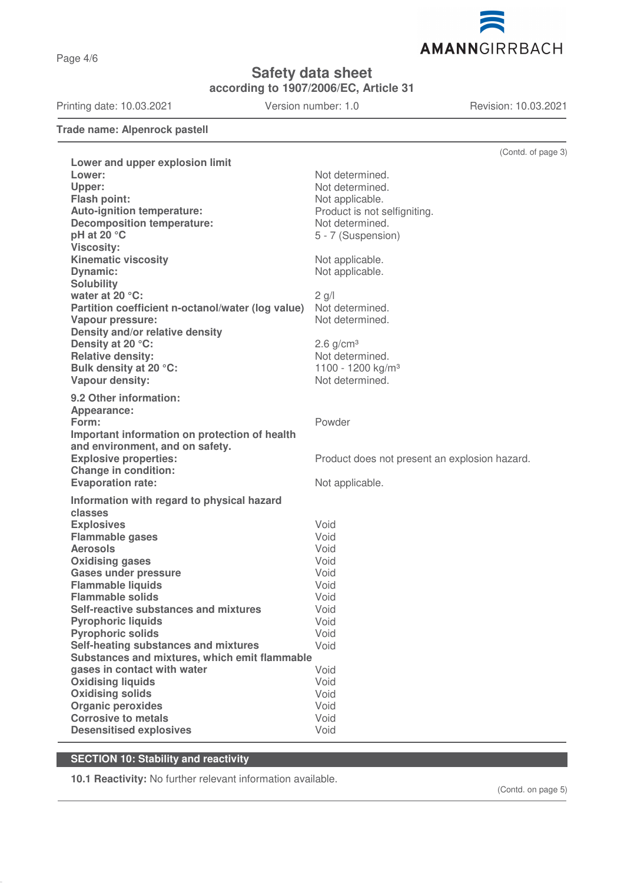**Trade name: Alpenrock pastell**

(Contd. of page 3)

| | |
|---|---|
| **Lower and upper explosion limit** | |
| **Lower:** | Not determined. |
| **Upper:** | Not determined. |
| **Flash point:** | Not applicable. |
| **Auto-ignition temperature:** | Product is not selfigniting. |
| **Decomposition temperature:** | Not determined. |
| **pH at 20 °C** | 5 - 7 (Suspension) |
| **Viscosity:** | |
| **Kinematic viscosity** | Not applicable. |
| **Dynamic:** | Not applicable. |
| **Solubility** | |
| **water at 20 °C:** | 2 g/l |
| **Partition coefficient n-octanol/water (log value)** | Not determined. |
| **Vapour pressure:** | Not determined. |
| **Density and/or relative density** | |
| **Density at 20 °C:** | 2.6 g/cm³ |
| **Relative density:** | Not determined. |
| **Bulk density at 20 °C:** | 1100 - 1200 kg/m³ |
| **Vapour density:** | Not determined. |

**9.2 Other information:**

| | |
|---|---|
| **Appearance:** | |
| **Form:** | Powder |
| **Important information on protection of health and environment, and on safety.** | |
| **Explosive properties:** | Product does not present an explosion hazard. |
| **Change in condition:** | |
| **Evaporation rate:** | Not applicable. |

**Information with regard to physical hazard classes**

| | |
|---|---|
| **Explosives** | Void |
| **Flammable gases** | Void |
| **Aerosols** | Void |
| **Oxidising gases** | Void |
| **Gases under pressure** | Void |
| **Flammable liquids** | Void |
| **Flammable solids** | Void |
| **Self-reactive substances and mixtures** | Void |
| **Pyrophoric liquids** | Void |
| **Pyrophoric solids** | Void |
| **Self-heating substances and mixtures** | Void |
| **Substances and mixtures, which emit flammable gases in contact with water** | Void |
| **Oxidising liquids** | Void |
| **Oxidising solids** | Void |
| **Organic peroxides** | Void |
| **Corrosive to metals** | Void |
| **Desensitised explosives** | Void |

## SECTION 10: Stability and reactivity

**10.1 Reactivity:** No further relevant information available.

(Contd. on page 5)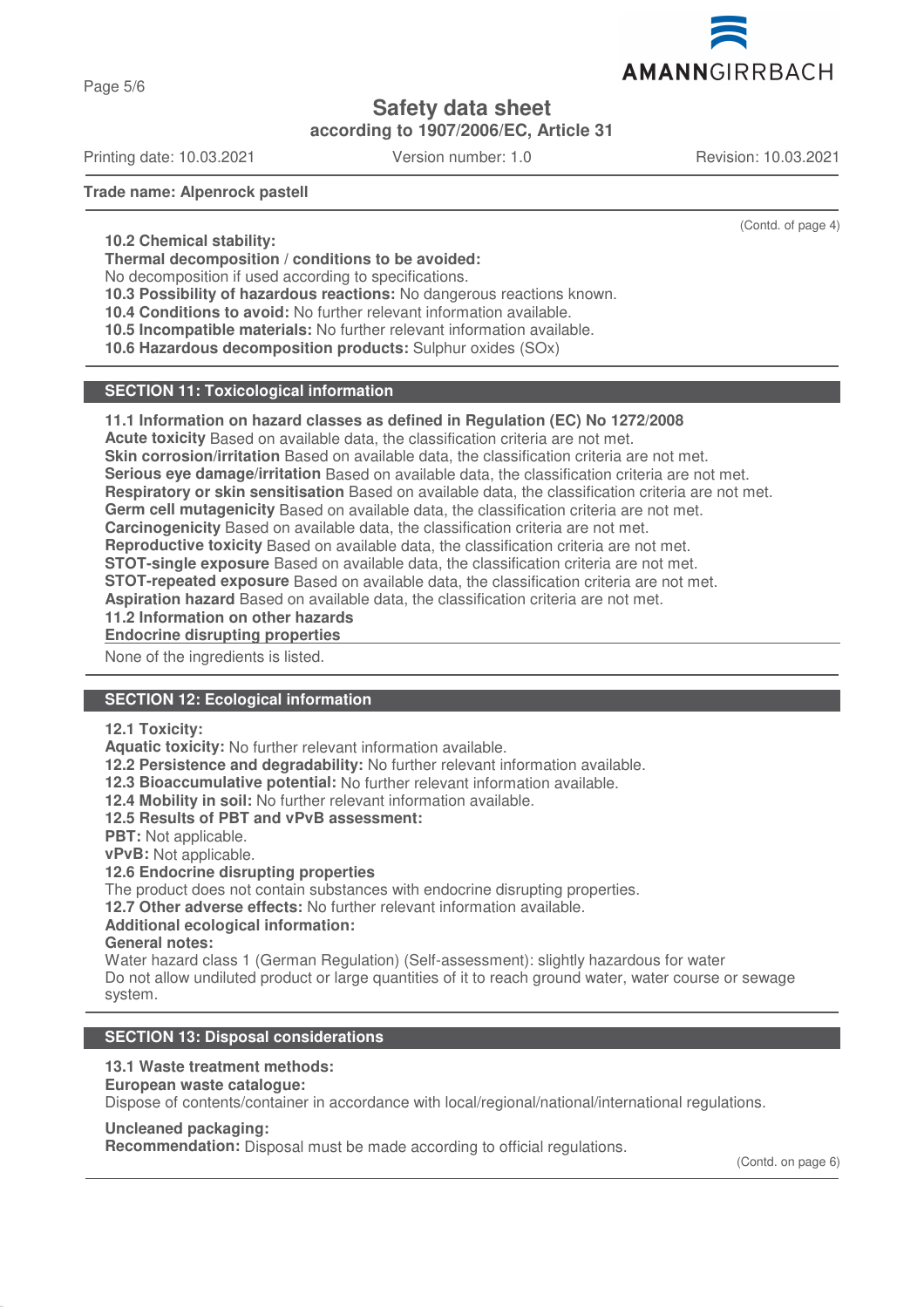**Trade name: Alpenrock pastell**

(Contd. of page 4)

**10.2 Chemical stability:**
**Thermal decomposition / conditions to be avoided:**
No decomposition if used according to specifications.
**10.3 Possibility of hazardous reactions:** No dangerous reactions known.
**10.4 Conditions to avoid:** No further relevant information available.
**10.5 Incompatible materials:** No further relevant information available.
**10.6 Hazardous decomposition products:** Sulphur oxides (SOx)

## SECTION 11: Toxicological information

**11.1 Information on hazard classes as defined in Regulation (EC) No 1272/2008**
**Acute toxicity** Based on available data, the classification criteria are not met.
**Skin corrosion/irritation** Based on available data, the classification criteria are not met.
**Serious eye damage/irritation** Based on available data, the classification criteria are not met.
**Respiratory or skin sensitisation** Based on available data, the classification criteria are not met.
**Germ cell mutagenicity** Based on available data, the classification criteria are not met.
**Carcinogenicity** Based on available data, the classification criteria are not met.
**Reproductive toxicity** Based on available data, the classification criteria are not met.
**STOT-single exposure** Based on available data, the classification criteria are not met.
**STOT-repeated exposure** Based on available data, the classification criteria are not met.
**Aspiration hazard** Based on available data, the classification criteria are not met.
**11.2 Information on other hazards**
**Endocrine disrupting properties**

None of the ingredients is listed.

## SECTION 12: Ecological information

**12.1 Toxicity:**
**Aquatic toxicity:** No further relevant information available.
**12.2 Persistence and degradability:** No further relevant information available.
**12.3 Bioaccumulative potential:** No further relevant information available.
**12.4 Mobility in soil:** No further relevant information available.
**12.5 Results of PBT and vPvB assessment:**
**PBT:** Not applicable.
**vPvB:** Not applicable.
**12.6 Endocrine disrupting properties**
The product does not contain substances with endocrine disrupting properties.
**12.7 Other adverse effects:** No further relevant information available.
**Additional ecological information:**
**General notes:**
Water hazard class 1 (German Regulation) (Self-assessment): slightly hazardous for water
Do not allow undiluted product or large quantities of it to reach ground water, water course or sewage system.

## SECTION 13: Disposal considerations

**13.1 Waste treatment methods:**
**European waste catalogue:**
Dispose of contents/container in accordance with local/regional/national/international regulations.

**Uncleaned packaging:**
**Recommendation:** Disposal must be made according to official regulations.

(Contd. on page 6)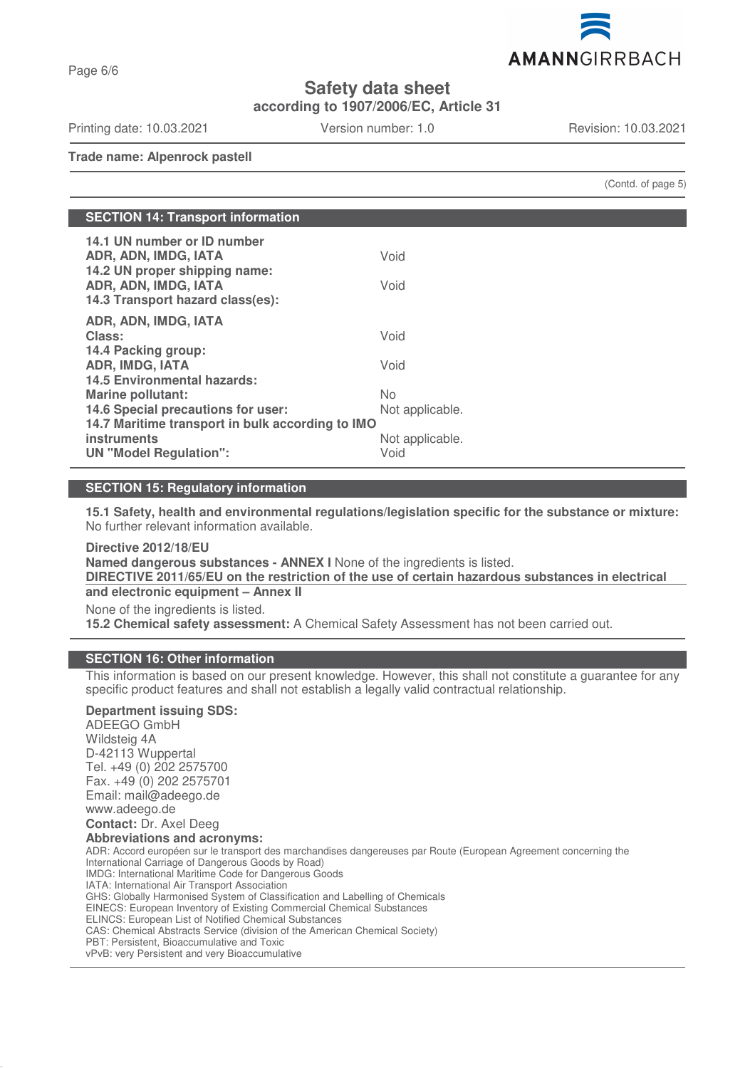**Trade name: Alpenrock pastell**

(Contd. of page 5)

## SECTION 14: Transport information

| | |
|---|---|
| **14.1 UN number or ID number** | |
| **ADR, ADN, IMDG, IATA** | Void |
| **14.2 UN proper shipping name:** | |
| **ADR, ADN, IMDG, IATA** | Void |
| **14.3 Transport hazard class(es):** | |
| **ADR, ADN, IMDG, IATA** | |
| **Class:** | Void |
| **14.4 Packing group:** | |
| **ADR, IMDG, IATA** | Void |
| **14.5 Environmental hazards:** | |
| **Marine pollutant:** | No |
| **14.6 Special precautions for user:** | Not applicable. |
| **14.7 Maritime transport in bulk according to IMO instruments** | Not applicable. |
| **UN "Model Regulation":** | Void |

## SECTION 15: Regulatory information

**15.1 Safety, health and environmental regulations/legislation specific for the substance or mixture:** No further relevant information available.

**Directive 2012/18/EU**

**Named dangerous substances - ANNEX I** None of the ingredients is listed.

**DIRECTIVE 2011/65/EU on the restriction of the use of certain hazardous substances in electrical and electronic equipment – Annex II**

None of the ingredients is listed.

**15.2 Chemical safety assessment:** A Chemical Safety Assessment has not been carried out.

## SECTION 16: Other information

This information is based on our present knowledge. However, this shall not constitute a guarantee for any specific product features and shall not establish a legally valid contractual relationship.

**Department issuing SDS:**
ADEEGO GmbH
Wildsteig 4A
D-42113 Wuppertal
Tel. +49 (0) 202 2575700
Fax. +49 (0) 202 2575701
Email: mail@adeego.de
www.adeego.de

**Contact:** Dr. Axel Deeg

**Abbreviations and acronyms:**
ADR: Accord européen sur le transport des marchandises dangereuses par Route (European Agreement concerning the International Carriage of Dangerous Goods by Road)
IMDG: International Maritime Code for Dangerous Goods
IATA: International Air Transport Association
GHS: Globally Harmonised System of Classification and Labelling of Chemicals
EINECS: European Inventory of Existing Commercial Chemical Substances
ELINCS: European List of Notified Chemical Substances
CAS: Chemical Abstracts Service (division of the American Chemical Society)
PBT: Persistent, Bioaccumulative and Toxic
vPvB: very Persistent and very Bioaccumulative